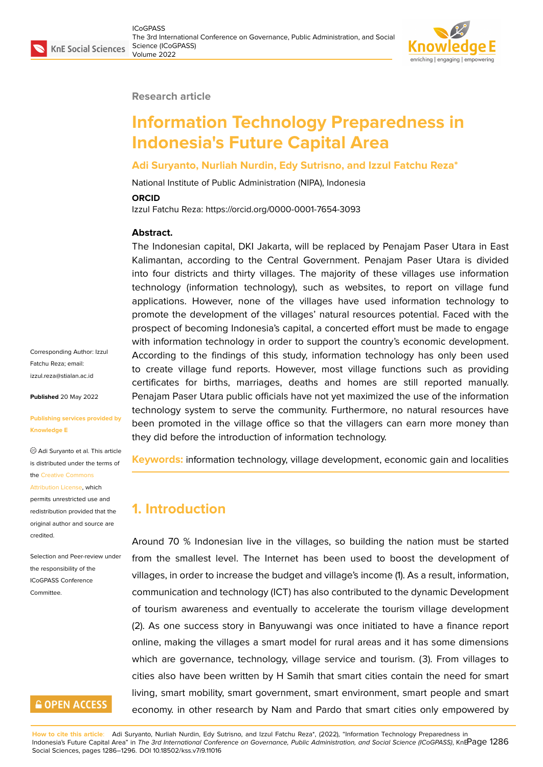Research article

# Information Technology Preparedness in Indonesia's Future Capital Area

**Adi Suryanto, Nurliah Nurdin, Edy Sutrisno, and Izzul Fatchu Reza***

National Institute of Public Administration (NIPA), Indonesia

**ORCID**

Izzul Fatchu Reza: https://orcid.org/0000-0001-7654-3093

**Abstract.**

The Indonesian capital, DKI Jakarta, will be replaced by Penajam Paser Utara in East Kalimantan, according to the Central Government. Penajam Paser Utara is divided into four districts and thirty villages. The majority of these villages use information technology (information technology), such as websites, to report on village fund applications. However, none of the villages have used information technology to promote the development of the villages' natural resources potential. Faced with the prospect of becoming Indonesia's capital, a concerted effort must be made to engage with information technology in order to support the country's economic development. According to the findings of this study, information technology has only been used to create village fund reports. However, most village functions such as providing certificates for births, marriages, deaths and homes are still reported manually. Penajam Paser Utara public officials have not yet maximized the use of the information technology system to serve the community. Furthermore, no natural resources have been promoted in the village office so that the villagers can earn more money than they did before the introduction of information technology.

**Keywords:** information technology, village development, economic gain and localities

Corresponding Author: Izzul Fatchu Reza; email: izzul.reza@stialan.ac.id

**Published** 20 May 2022

**Publishing services provided by Knowledge E**

© Adi Suryanto et al. This article is distributed under the terms of the Creative Commons Attribution License, which permits unrestricted use and redistribution provided that the original author and source are credited.

Selection and Peer-review under the responsibility of the ICoGPASS Conference Committee.

## 1. Introduction

Around 70 % Indonesian live in the villages, so building the nation must be started from the smallest level. The Internet has been used to boost the development of villages, in order to increase the budget and village's income (1). As a result, information, communication and technology (ICT) has also contributed to the dynamic Development of tourism awareness and eventually to accelerate the tourism village development (2). As one success story in Banyuwangi was once initiated to have a finance report online, making the villages a smart model for rural areas and it has some dimensions which are governance, technology, village service and tourism. (3). From villages to cities also have been written by H Samih that smart cities contain the need for smart living, smart mobility, smart government, smart environment, smart people and smart economy. in other research by Nam and Pardo that smart cities only empowered by

**How to cite this article**: Adi Suryanto, Nurliah Nurdin, Edy Sutrisno, and Izzul Fatchu Reza*, (2022), "Information Technology Preparedness in Indonesia's Future Capital Area" in *The 3rd International Conference on Governance, Public Administration, and Social Science (ICoGPASS)*, KnE Social Sciences, pages 1286–1296. DOI 10.18502/kss.v7i9.11016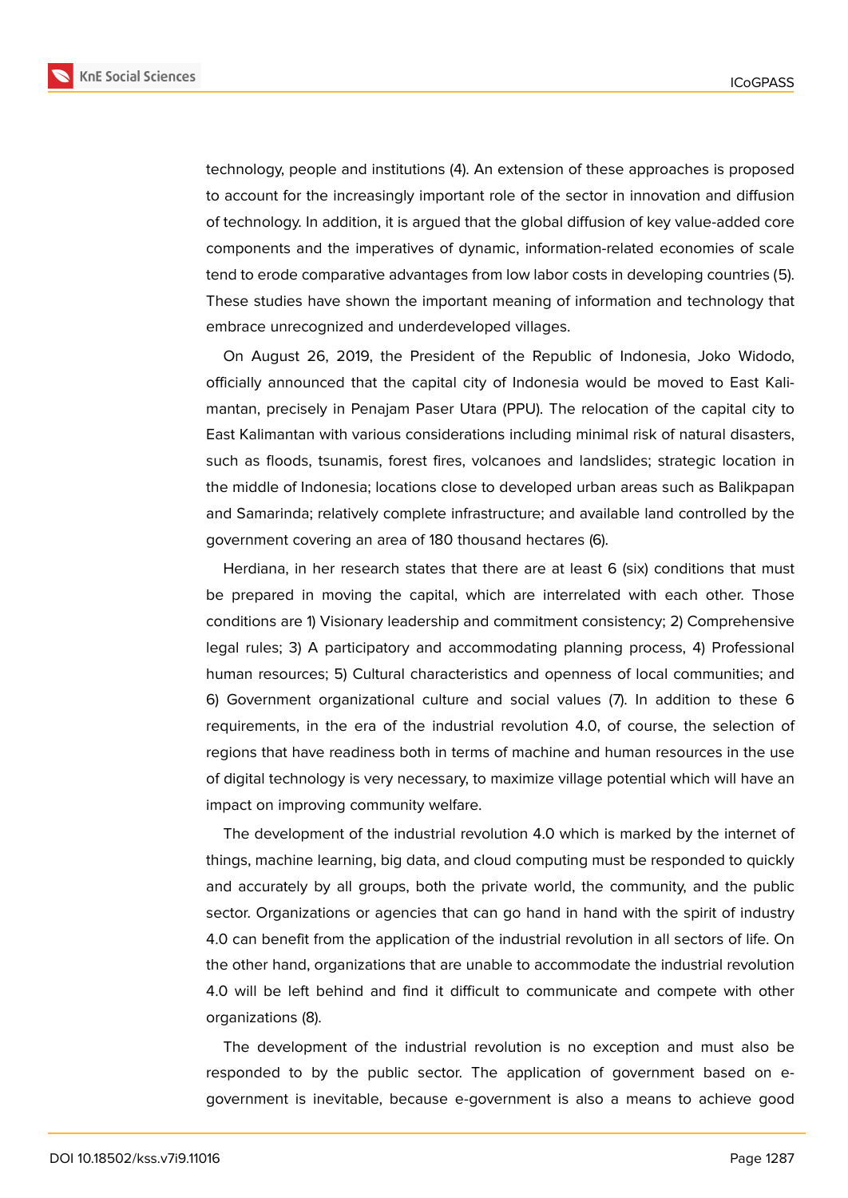technology, people and institutions (4). An extension of these approaches is proposed to account for the increasingly important role of the sector in innovation and diffusion of technology. In addition, it is argued that the global diffusion of key value-added core components and the imperatives of dynamic, information-related economies of scale tend to erode comparative advantages from low labor costs in developing countries (5). These studies have shown the important meaning of information and technology that embrace unrecognized and underdeveloped villages.

On August 26, 2019, the President of the Republic of Indonesia, Joko Widodo, officially announced that the capital city of Indonesia would be moved to East Kalimantan, precisely in Penajam Paser Utara (PPU). The relocation of the capital city to East Kalimantan with various considerations including minimal risk of natural disasters, such as floods, tsunamis, forest fires, volcanoes and landslides; strategic location in the middle of Indonesia; locations close to developed urban areas such as Balikpapan and Samarinda; relatively complete infrastructure; and available land controlled by the government covering an area of 180 thousand hectares (6).

Herdiana, in her research states that there are at least 6 (six) conditions that must be prepared in moving the capital, which are interrelated with each other. Those conditions are 1) Visionary leadership and commitment consistency; 2) Comprehensive legal rules; 3) A participatory and accommodating planning process, 4) Professional human resources; 5) Cultural characteristics and openness of local communities; and 6) Government organizational culture and social values (7). In addition to these 6 requirements, in the era of the industrial revolution 4.0, of course, the selection of regions that have readiness both in terms of machine and human resources in the use of digital technology is very necessary, to maximize village potential which will have an impact on improving community welfare.

The development of the industrial revolution 4.0 which is marked by the internet of things, machine learning, big data, and cloud computing must be responded to quickly and accurately by all groups, both the private world, the community, and the public sector. Organizations or agencies that can go hand in hand with the spirit of industry 4.0 can benefit from the application of the industrial revolution in all sectors of life. On the other hand, organizations that are unable to accommodate the industrial revolution 4.0 will be left behind and find it difficult to communicate and compete with other organizations (8).

The development of the industrial revolution is no exception and must also be responded to by the public sector. The application of government based on e-government is inevitable, because e-government is also a means to achieve good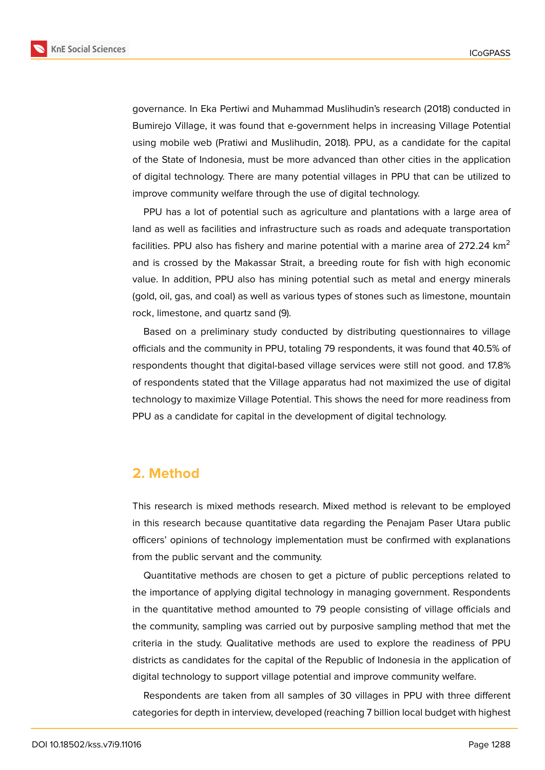governance. In Eka Pertiwi and Muhammad Muslihudin's research (2018) conducted in Bumirejo Village, it was found that e-government helps in increasing Village Potential using mobile web (Pratiwi and Muslihudin, 2018). PPU, as a candidate for the capital of the State of Indonesia, must be more advanced than other cities in the application of digital technology. There are many potential villages in PPU that can be utilized to improve community welfare through the use of digital technology.

PPU has a lot of potential such as agriculture and plantations with a large area of land as well as facilities and infrastructure such as roads and adequate transportation facilities. PPU also has fishery and marine potential with a marine area of 272.24 $km^2$ and is crossed by the Makassar Strait, a breeding route for fish with high economic value. In addition, PPU also has mining potential such as metal and energy minerals (gold, oil, gas, and coal) as well as various types of stones such as limestone, mountain rock, limestone, and quartz sand (9).

Based on a preliminary study conducted by distributing questionnaires to village officials and the community in PPU, totaling 79 respondents, it was found that 40.5% of respondents thought that digital-based village services were still not good. and 17.8% of respondents stated that the Village apparatus had not maximized the use of digital technology to maximize Village Potential. This shows the need for more readiness from PPU as a candidate for capital in the development of digital technology.

## 2. Method

This research is mixed methods research. Mixed method is relevant to be employed in this research because quantitative data regarding the Penajam Paser Utara public officers' opinions of technology implementation must be confirmed with explanations from the public servant and the community.

Quantitative methods are chosen to get a picture of public perceptions related to the importance of applying digital technology in managing government. Respondents in the quantitative method amounted to 79 people consisting of village officials and the community, sampling was carried out by purposive sampling method that met the criteria in the study. Qualitative methods are used to explore the readiness of PPU districts as candidates for the capital of the Republic of Indonesia in the application of digital technology to support village potential and improve community welfare.

Respondents are taken from all samples of 30 villages in PPU with three different categories for depth in interview, developed (reaching 7 billion local budget with highest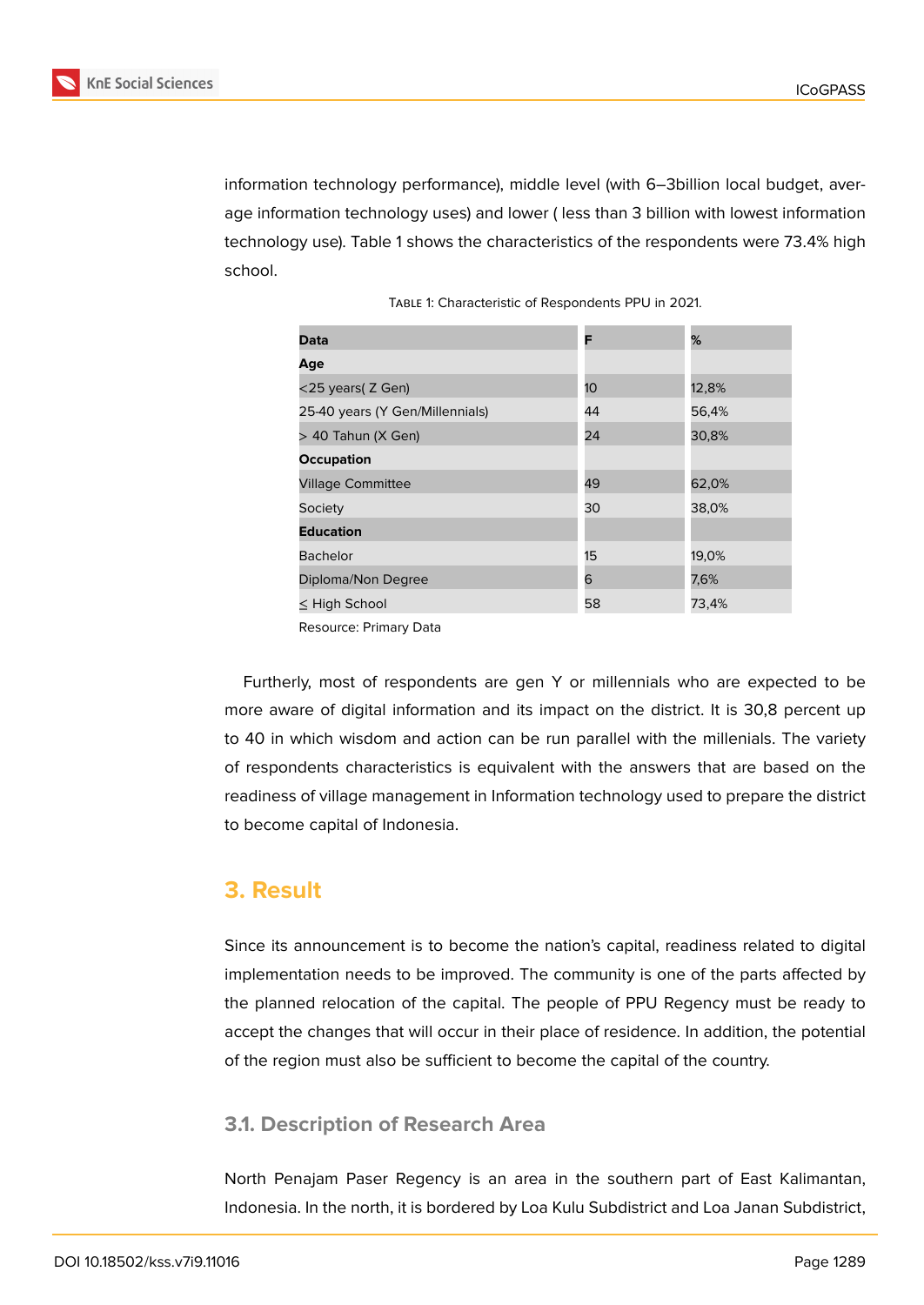information technology performance), middle level (with 6–3billion local budget, average information technology uses) and lower ( less than 3 billion with lowest information technology use). Table 1 shows the characteristics of the respondents were 73.4% high school.

Table 1: Characteristic of Respondents PPU in 2021.

| **Data** | **F** | **%** |
|---|---|---|
| **Age** | | |
| <25 years( Z Gen) | 10 | 12,8% |
| 25-40 years (Y Gen/Millennials) | 44 | 56,4% |
| > 40 Tahun (X Gen) | 24 | 30,8% |
| **Occupation** | | |
| Village Committee | 49 | 62,0% |
| Society | 30 | 38,0% |
| **Education** | | |
| Bachelor | 15 | 19,0% |
| Diploma/Non Degree | 6 | 7,6% |
| ≤ High School | 58 | 73,4% |

Resource: Primary Data

Furtherly, most of respondents are gen Y or millennials who are expected to be more aware of digital information and its impact on the district. It is 30,8 percent up to 40 in which wisdom and action can be run parallel with the millenials. The variety of respondents characteristics is equivalent with the answers that are based on the readiness of village management in Information technology used to prepare the district to become capital of Indonesia.

## 3. Result

Since its announcement is to become the nation's capital, readiness related to digital implementation needs to be improved. The community is one of the parts affected by the planned relocation of the capital. The people of PPU Regency must be ready to accept the changes that will occur in their place of residence. In addition, the potential of the region must also be sufficient to become the capital of the country.

### 3.1. Description of Research Area

North Penajam Paser Regency is an area in the southern part of East Kalimantan, Indonesia. In the north, it is bordered by Loa Kulu Subdistrict and Loa Janan Subdistrict,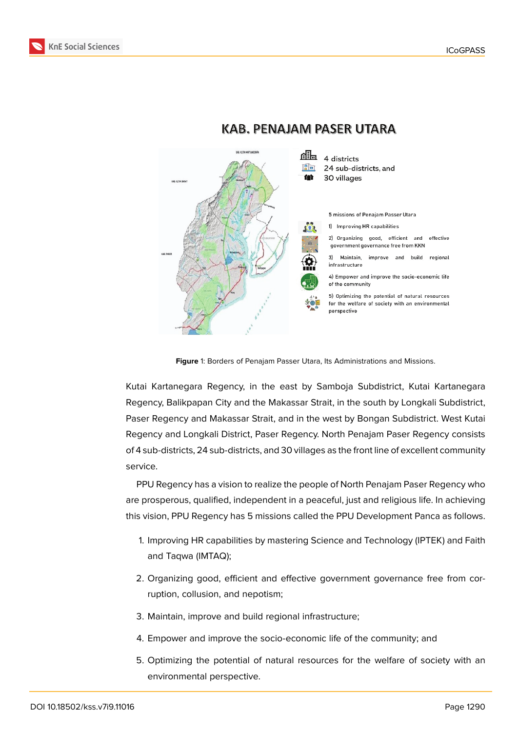**Figure** 1: Borders of Penajam Passer Utara, Its Administrations and Missions.

Kutai Kartanegara Regency, in the east by Samboja Subdistrict, Kutai Kartanegara Regency, Balikpapan City and the Makassar Strait, in the south by Longkali Subdistrict, Paser Regency and Makassar Strait, and in the west by Bongan Subdistrict. West Kutai Regency and Longkali District, Paser Regency. North Penajam Paser Regency consists of 4 sub-districts, 24 sub-districts, and 30 villages as the front line of excellent community service.

PPU Regency has a vision to realize the people of North Penajam Paser Regency who are prosperous, qualified, independent in a peaceful, just and religious life. In achieving this vision, PPU Regency has 5 missions called the PPU Development Panca as follows.

1. Improving HR capabilities by mastering Science and Technology (IPTEK) and Faith and Taqwa (IMTAQ);
2. Organizing good, efficient and effective government governance free from corruption, collusion, and nepotism;
3. Maintain, improve and build regional infrastructure;
4. Empower and improve the socio-economic life of the community; and
5. Optimizing the potential of natural resources for the welfare of society with an environmental perspective.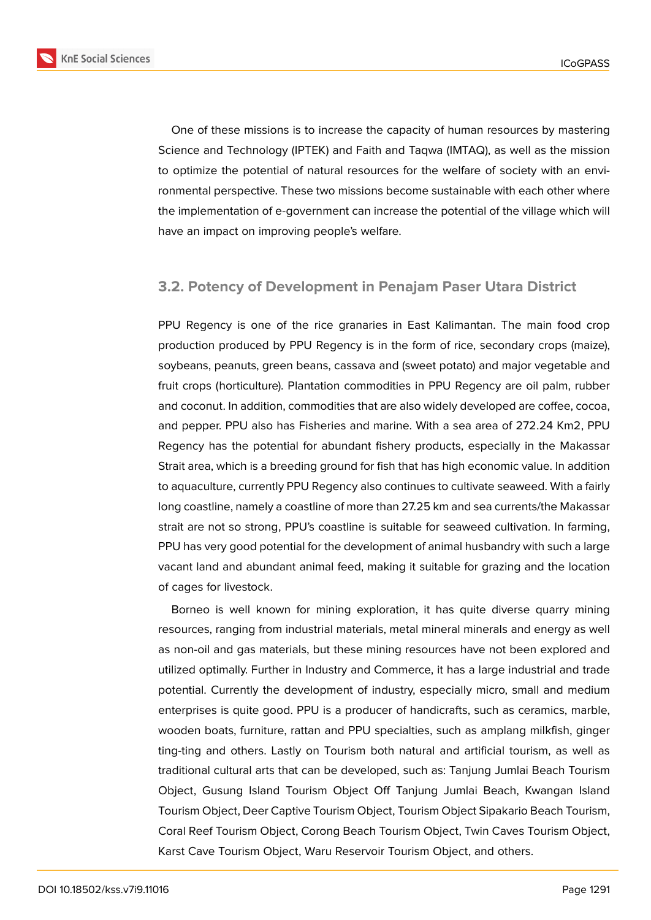One of these missions is to increase the capacity of human resources by mastering Science and Technology (IPTEK) and Faith and Taqwa (IMTAQ), as well as the mission to optimize the potential of natural resources for the welfare of society with an environmental perspective. These two missions become sustainable with each other where the implementation of e-government can increase the potential of the village which will have an impact on improving people's welfare.

### 3.2. Potency of Development in Penajam Paser Utara District

PPU Regency is one of the rice granaries in East Kalimantan. The main food crop production produced by PPU Regency is in the form of rice, secondary crops (maize), soybeans, peanuts, green beans, cassava and (sweet potato) and major vegetable and fruit crops (horticulture). Plantation commodities in PPU Regency are oil palm, rubber and coconut. In addition, commodities that are also widely developed are coffee, cocoa, and pepper. PPU also has Fisheries and marine. With a sea area of 272.24 Km2, PPU Regency has the potential for abundant fishery products, especially in the Makassar Strait area, which is a breeding ground for fish that has high economic value. In addition to aquaculture, currently PPU Regency also continues to cultivate seaweed. With a fairly long coastline, namely a coastline of more than 27.25 km and sea currents/the Makassar strait are not so strong, PPU's coastline is suitable for seaweed cultivation. In farming, PPU has very good potential for the development of animal husbandry with such a large vacant land and abundant animal feed, making it suitable for grazing and the location of cages for livestock.

Borneo is well known for mining exploration, it has quite diverse quarry mining resources, ranging from industrial materials, metal mineral minerals and energy as well as non-oil and gas materials, but these mining resources have not been explored and utilized optimally. Further in Industry and Commerce, it has a large industrial and trade potential. Currently the development of industry, especially micro, small and medium enterprises is quite good. PPU is a producer of handicrafts, such as ceramics, marble, wooden boats, furniture, rattan and PPU specialties, such as amplang milkfish, ginger ting-ting and others. Lastly on Tourism both natural and artificial tourism, as well as traditional cultural arts that can be developed, such as: Tanjung Jumlai Beach Tourism Object, Gusung Island Tourism Object Off Tanjung Jumlai Beach, Kwangan Island Tourism Object, Deer Captive Tourism Object, Tourism Object Sipakario Beach Tourism, Coral Reef Tourism Object, Corong Beach Tourism Object, Twin Caves Tourism Object, Karst Cave Tourism Object, Waru Reservoir Tourism Object, and others.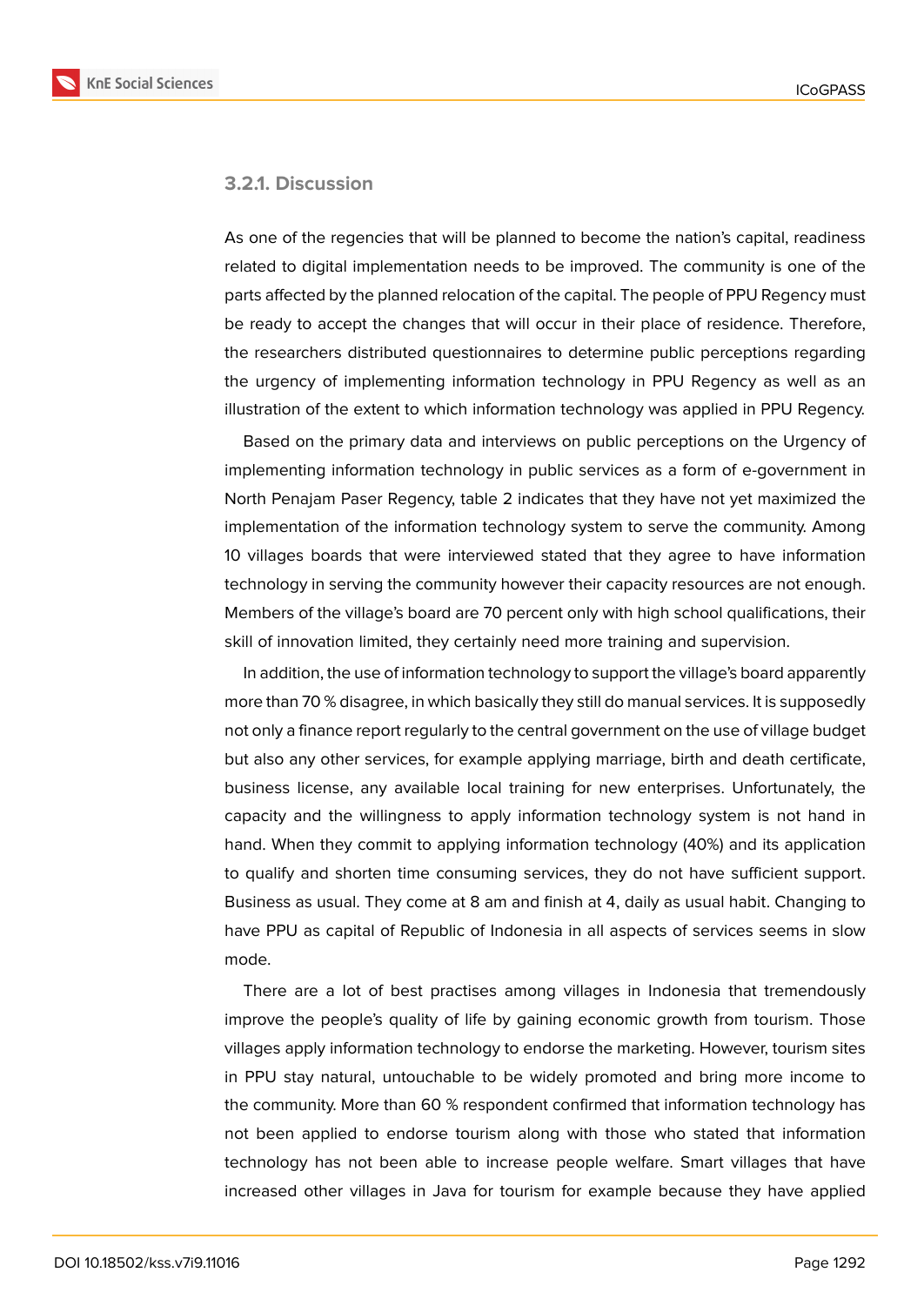#### 3.2.1. Discussion

As one of the regencies that will be planned to become the nation's capital, readiness related to digital implementation needs to be improved. The community is one of the parts affected by the planned relocation of the capital. The people of PPU Regency must be ready to accept the changes that will occur in their place of residence. Therefore, the researchers distributed questionnaires to determine public perceptions regarding the urgency of implementing information technology in PPU Regency as well as an illustration of the extent to which information technology was applied in PPU Regency.

Based on the primary data and interviews on public perceptions on the Urgency of implementing information technology in public services as a form of e-government in North Penajam Paser Regency, table 2 indicates that they have not yet maximized the implementation of the information technology system to serve the community. Among 10 villages boards that were interviewed stated that they agree to have information technology in serving the community however their capacity resources are not enough. Members of the village's board are 70 percent only with high school qualifications, their skill of innovation limited, they certainly need more training and supervision.

In addition, the use of information technology to support the village's board apparently more than 70 % disagree, in which basically they still do manual services. It is supposedly not only a finance report regularly to the central government on the use of village budget but also any other services, for example applying marriage, birth and death certificate, business license, any available local training for new enterprises. Unfortunately, the capacity and the willingness to apply information technology system is not hand in hand. When they commit to applying information technology (40%) and its application to qualify and shorten time consuming services, they do not have sufficient support. Business as usual. They come at 8 am and finish at 4, daily as usual habit. Changing to have PPU as capital of Republic of Indonesia in all aspects of services seems in slow mode.

There are a lot of best practises among villages in Indonesia that tremendously improve the people's quality of life by gaining economic growth from tourism. Those villages apply information technology to endorse the marketing. However, tourism sites in PPU stay natural, untouchable to be widely promoted and bring more income to the community. More than 60 % respondent confirmed that information technology has not been applied to endorse tourism along with those who stated that information technology has not been able to increase people welfare. Smart villages that have increased other villages in Java for tourism for example because they have applied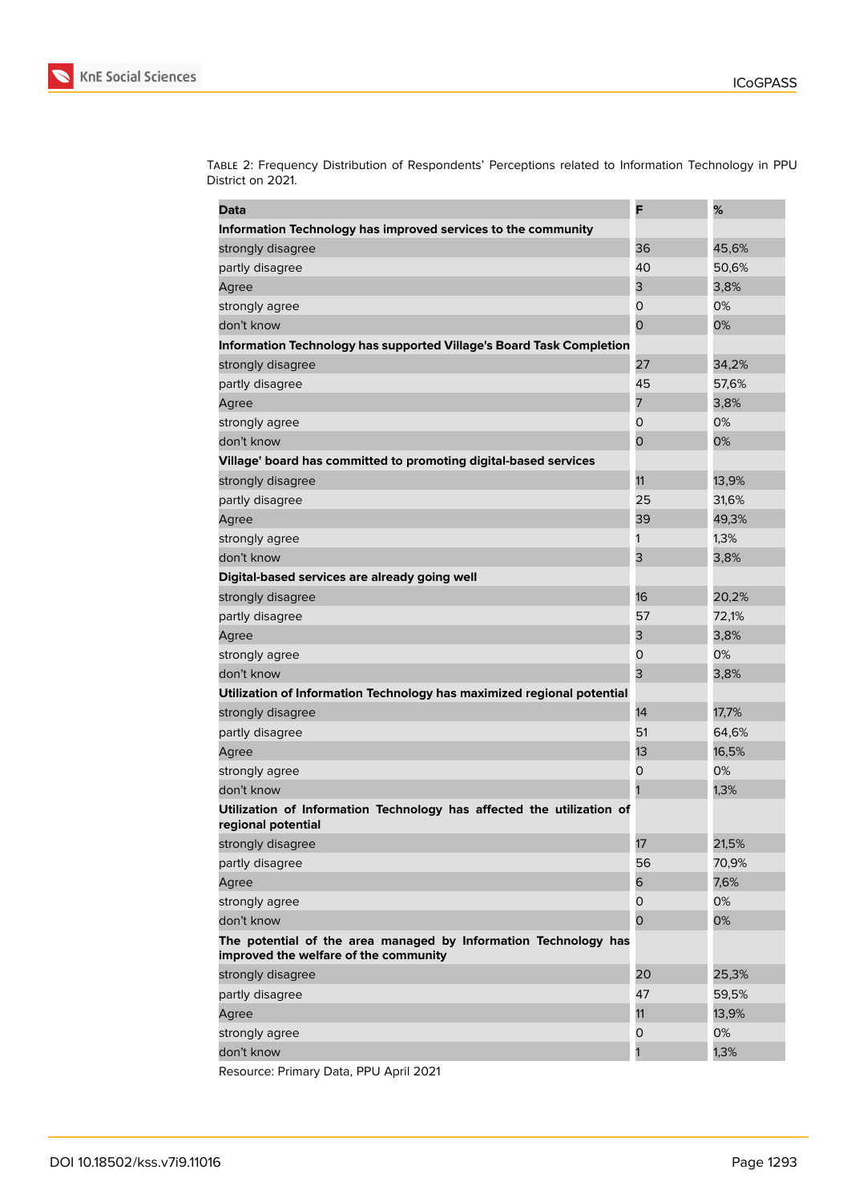Table 2: Frequency Distribution of Respondents' Perceptions related to Information Technology in PPU District on 2021.

| Data | F | % |
|---|---|---|
| **Information Technology has improved services to the community** | | |
| strongly disagree | 36 | 45,6% |
| partly disagree | 40 | 50,6% |
| Agree | 3 | 3,8% |
| strongly agree | 0 | 0% |
| don't know | 0 | 0% |
| **Information Technology has supported Village's Board Task Completion** | | |
| strongly disagree | 27 | 34,2% |
| partly disagree | 45 | 57,6% |
| Agree | 7 | 3,8% |
| strongly agree | 0 | 0% |
| don't know | 0 | 0% |
| **Village' board has committed to promoting digital-based services** | | |
| strongly disagree | 11 | 13,9% |
| partly disagree | 25 | 31,6% |
| Agree | 39 | 49,3% |
| strongly agree | 1 | 1,3% |
| don't know | 3 | 3,8% |
| **Digital-based services are already going well** | | |
| strongly disagree | 16 | 20,2% |
| partly disagree | 57 | 72,1% |
| Agree | 3 | 3,8% |
| strongly agree | 0 | 0% |
| don't know | 3 | 3,8% |
| **Utilization of Information Technology has maximized regional potential** | | |
| strongly disagree | 14 | 17,7% |
| partly disagree | 51 | 64,6% |
| Agree | 13 | 16,5% |
| strongly agree | 0 | 0% |
| don't know | 1 | 1,3% |
| **Utilization of Information Technology has affected the utilization of regional potential** | | |
| strongly disagree | 17 | 21,5% |
| partly disagree | 56 | 70,9% |
| Agree | 6 | 7,6% |
| strongly agree | 0 | 0% |
| don't know | 0 | 0% |
| **The potential of the area managed by Information Technology has improved the welfare of the community** | | |
| strongly disagree | 20 | 25,3% |
| partly disagree | 47 | 59,5% |
| Agree | 11 | 13,9% |
| strongly agree | 0 | 0% |
| don't know | 1 | 1,3% |

Resource: Primary Data, PPU April 2021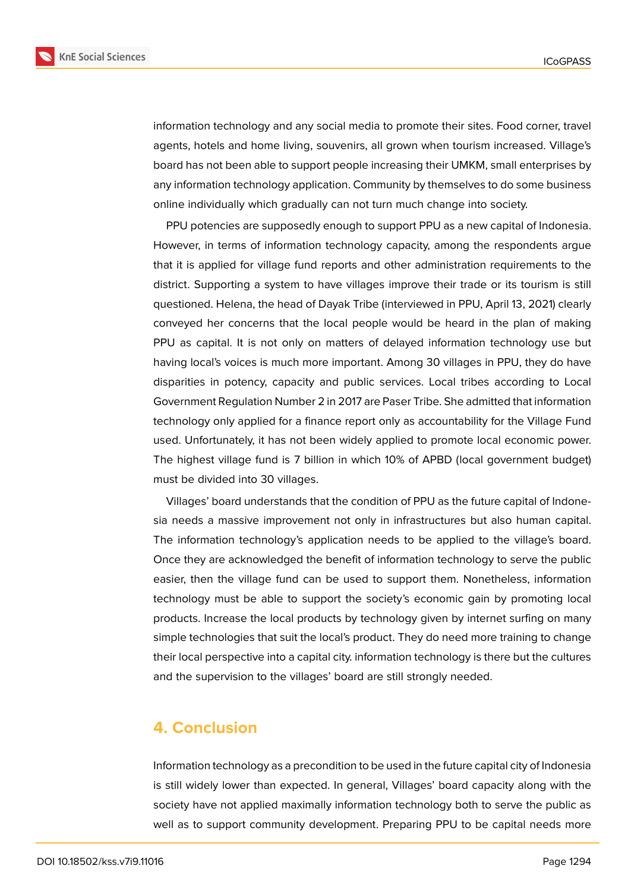information technology and any social media to promote their sites. Food corner, travel agents, hotels and home living, souvenirs, all grown when tourism increased. Village's board has not been able to support people increasing their UMKM, small enterprises by any information technology application. Community by themselves to do some business online individually which gradually can not turn much change into society.

PPU potencies are supposedly enough to support PPU as a new capital of Indonesia. However, in terms of information technology capacity, among the respondents argue that it is applied for village fund reports and other administration requirements to the district. Supporting a system to have villages improve their trade or its tourism is still questioned. Helena, the head of Dayak Tribe (interviewed in PPU, April 13, 2021) clearly conveyed her concerns that the local people would be heard in the plan of making PPU as capital. It is not only on matters of delayed information technology use but having local's voices is much more important. Among 30 villages in PPU, they do have disparities in potency, capacity and public services. Local tribes according to Local Government Regulation Number 2 in 2017 are Paser Tribe. She admitted that information technology only applied for a finance report only as accountability for the Village Fund used. Unfortunately, it has not been widely applied to promote local economic power. The highest village fund is 7 billion in which 10% of APBD (local government budget) must be divided into 30 villages.

Villages' board understands that the condition of PPU as the future capital of Indonesia needs a massive improvement not only in infrastructures but also human capital. The information technology's application needs to be applied to the village's board. Once they are acknowledged the benefit of information technology to serve the public easier, then the village fund can be used to support them. Nonetheless, information technology must be able to support the society's economic gain by promoting local products. Increase the local products by technology given by internet surfing on many simple technologies that suit the local's product. They do need more training to change their local perspective into a capital city. information technology is there but the cultures and the supervision to the villages' board are still strongly needed.

## 4. Conclusion

Information technology as a precondition to be used in the future capital city of Indonesia is still widely lower than expected. In general, Villages' board capacity along with the society have not applied maximally information technology both to serve the public as well as to support community development. Preparing PPU to be capital needs more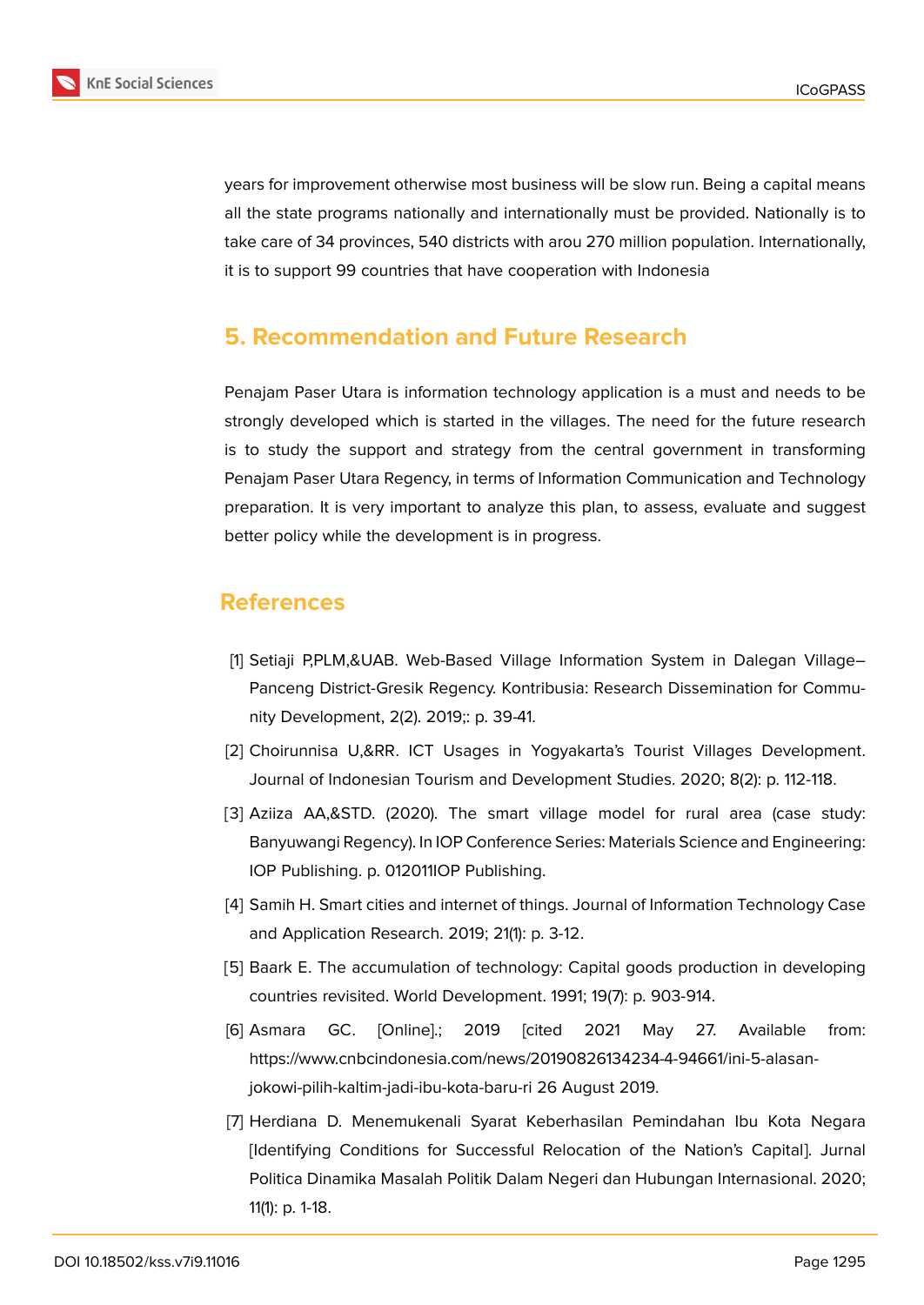years for improvement otherwise most business will be slow run. Being a capital means all the state programs nationally and internationally must be provided. Nationally is to take care of 34 provinces, 540 districts with arou 270 million population. Internationally, it is to support 99 countries that have cooperation with Indonesia

## 5. Recommendation and Future Research

Penajam Paser Utara is information technology application is a must and needs to be strongly developed which is started in the villages. The need for the future research is to study the support and strategy from the central government in transforming Penajam Paser Utara Regency, in terms of Information Communication and Technology preparation. It is very important to analyze this plan, to assess, evaluate and suggest better policy while the development is in progress.

## References

[1] Setiaji P,PLM,&UAB. Web-Based Village Information System in Dalegan Village–Panceng District-Gresik Regency. Kontribusia: Research Dissemination for Community Development, 2(2). 2019;: p. 39-41.

[2] Choirunnisa U,&RR. ICT Usages in Yogyakarta's Tourist Villages Development. Journal of Indonesian Tourism and Development Studies. 2020; 8(2): p. 112-118.

[3] Aziiza AA,&STD. (2020). The smart village model for rural area (case study: Banyuwangi Regency). In IOP Conference Series: Materials Science and Engineering: IOP Publishing. p. 012011IOP Publishing.

[4] Samih H. Smart cities and internet of things. Journal of Information Technology Case and Application Research. 2019; 21(1): p. 3-12.

[5] Baark E. The accumulation of technology: Capital goods production in developing countries revisited. World Development. 1991; 19(7): p. 903-914.

[6] Asmara GC. [Online].; 2019 [cited 2021 May 27. Available from: https://www.cnbcindonesia.com/news/20190826134234-4-94661/ini-5-alasan-jokowi-pilih-kaltim-jadi-ibu-kota-baru-ri 26 August 2019.

[7] Herdiana D. Menemukenali Syarat Keberhasilan Pemindahan Ibu Kota Negara [Identifying Conditions for Successful Relocation of the Nation's Capital]. Jurnal Politica Dinamika Masalah Politik Dalam Negeri dan Hubungan Internasional. 2020; 11(1): p. 1-18.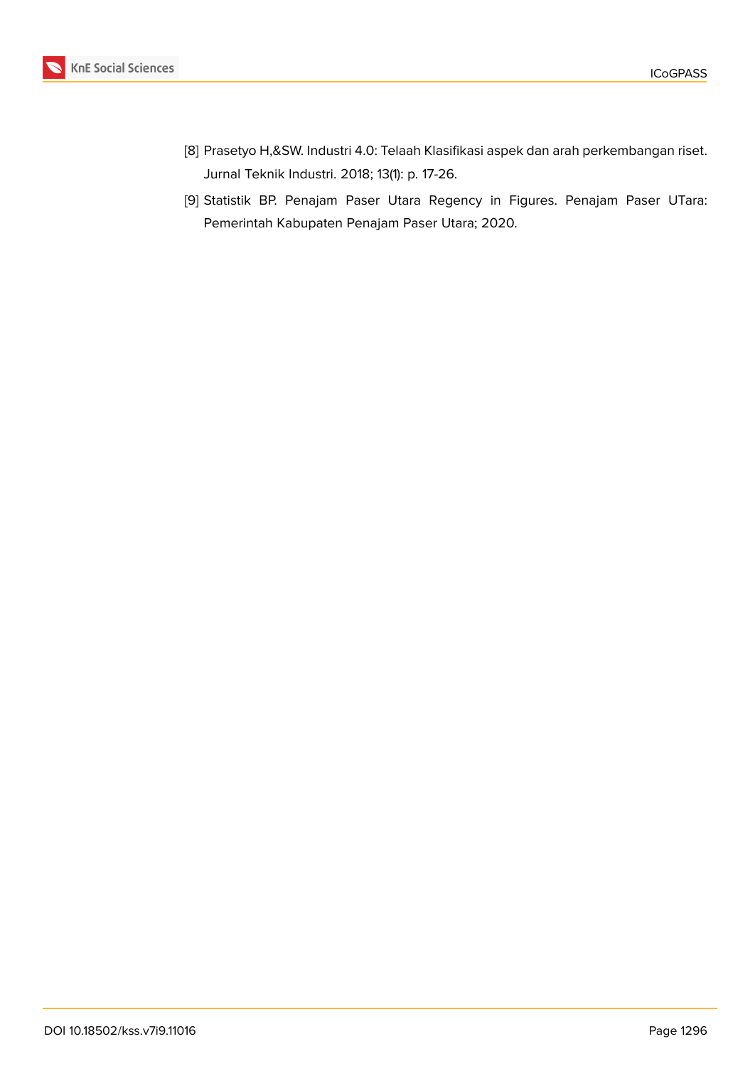[8] Prasetyo H,&SW. Industri 4.0: Telaah Klasifikasi aspek dan arah perkembangan riset. Jurnal Teknik Industri. 2018; 13(1): p. 17-26.

[9] Statistik BP. Penajam Paser Utara Regency in Figures. Penajam Paser UTara: Pemerintah Kabupaten Penajam Paser Utara; 2020.